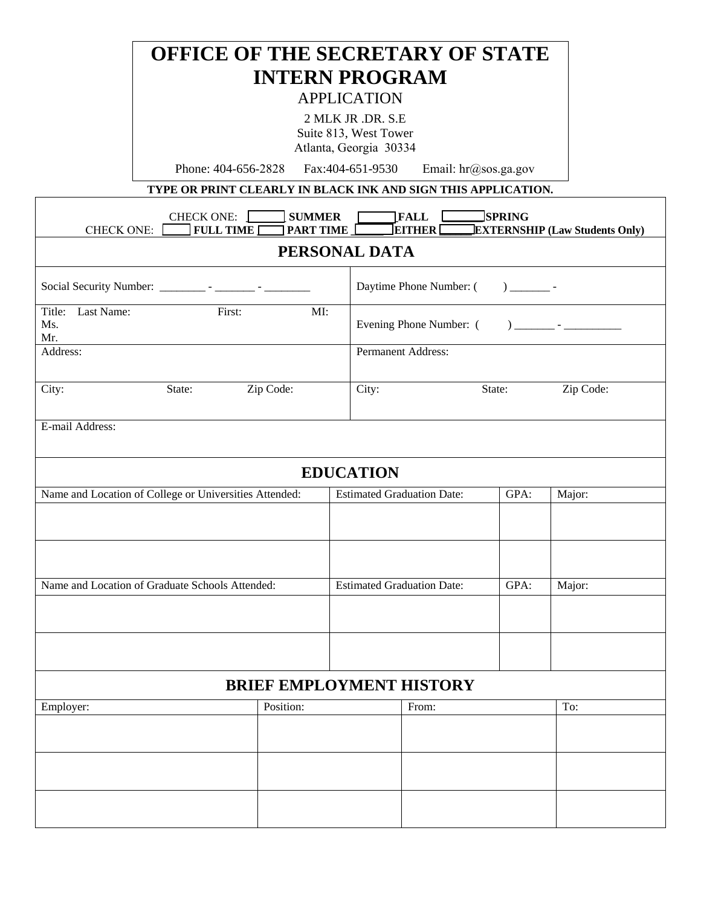# OFFICE OF THE SECRETARY OF STATE
# INTERN PROGRAM

APPLICATION

2 MLK JR .DR. S.E
Suite 813, West Tower
Atlanta, Georgia 30334

Phone: 404-656-2828 Fax:404-651-9530 Email: hr@sos.ga.gov

**TYPE OR PRINT CLEARLY IN BLACK INK AND SIGN THIS APPLICATION.**

CHECK ONE: ☐ **SUMMER** ☐ **FALL** ☐ **SPRING**

CHECK ONE: ☐ **FULL TIME** ☐ **PART TIME** ☐ **EITHER** ☐ **EXTERNSHIP (Law Students Only)**

## PERSONAL DATA

| | |
|---|---|
| Social Security Number: ________ - _______ - ________ | Daytime Phone Number: ( ) _______ - |
| Title: Ms. Mr. Last Name: First: MI: | Evening Phone Number: ( ) _______ - __________ |
| Address: | Permanent Address: |
| City: State: Zip Code: | City: State: Zip Code: |
| E-mail Address: | |

## EDUCATION

| Name and Location of College or Universities Attended: | Estimated Graduation Date: | GPA: | Major: |
|---|---|---|---|
| | | | |
| | | | |

| Name and Location of Graduate Schools Attended: | Estimated Graduation Date: | GPA: | Major: |
|---|---|---|---|
| | | | |
| | | | |

## BRIEF EMPLOYMENT HISTORY

| Employer: | Position: | From: | To: |
|---|---|---|---|
| | | | |
| | | | |
| | | | |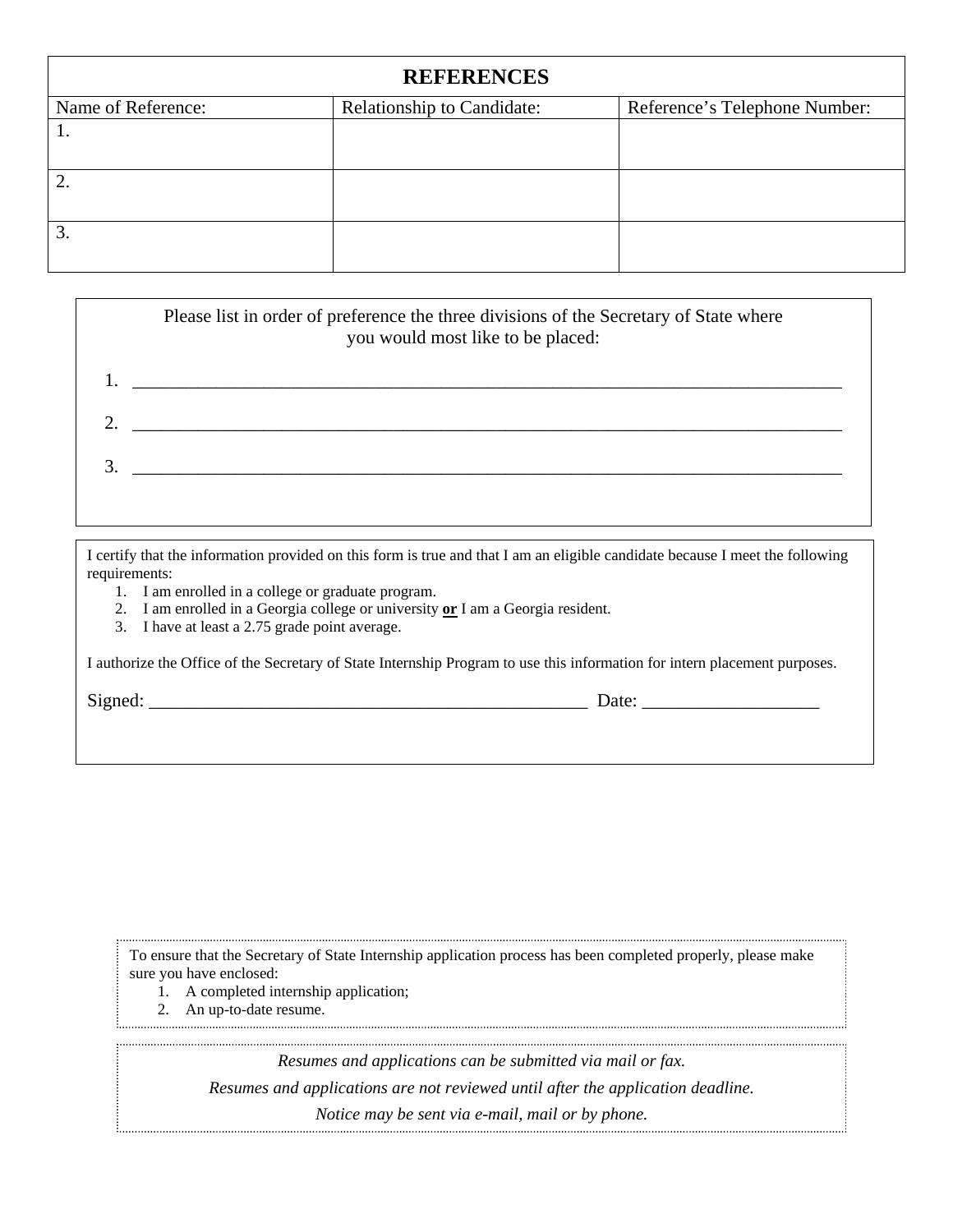| REFERENCES | | |
|---|---|---|
| Name of Reference: | Relationship to Candidate: | Reference's Telephone Number: |
| 1. | | |
| 2. | | |
| 3. | | |

Please list in order of preference the three divisions of the Secretary of State where you would most like to be placed:

1. ______________________________________________________________________________
2. ______________________________________________________________________________
3. ______________________________________________________________________________

I certify that the information provided on this form is true and that I am an eligible candidate because I meet the following requirements:

1. I am enrolled in a college or graduate program.
2. I am enrolled in a Georgia college or university **<u>or</u>** I am a Georgia resident.
3. I have at least a 2.75 grade point average.

I authorize the Office of the Secretary of State Internship Program to use this information for intern placement purposes.

Signed: _______________________________________________ Date: ___________________

To ensure that the Secretary of State Internship application process has been completed properly, please make sure you have enclosed:

1. A completed internship application;
2. An up-to-date resume.

*Resumes and applications can be submitted via mail or fax.*

*Resumes and applications are not reviewed until after the application deadline.*

*Notice may be sent via e-mail, mail or by phone.*